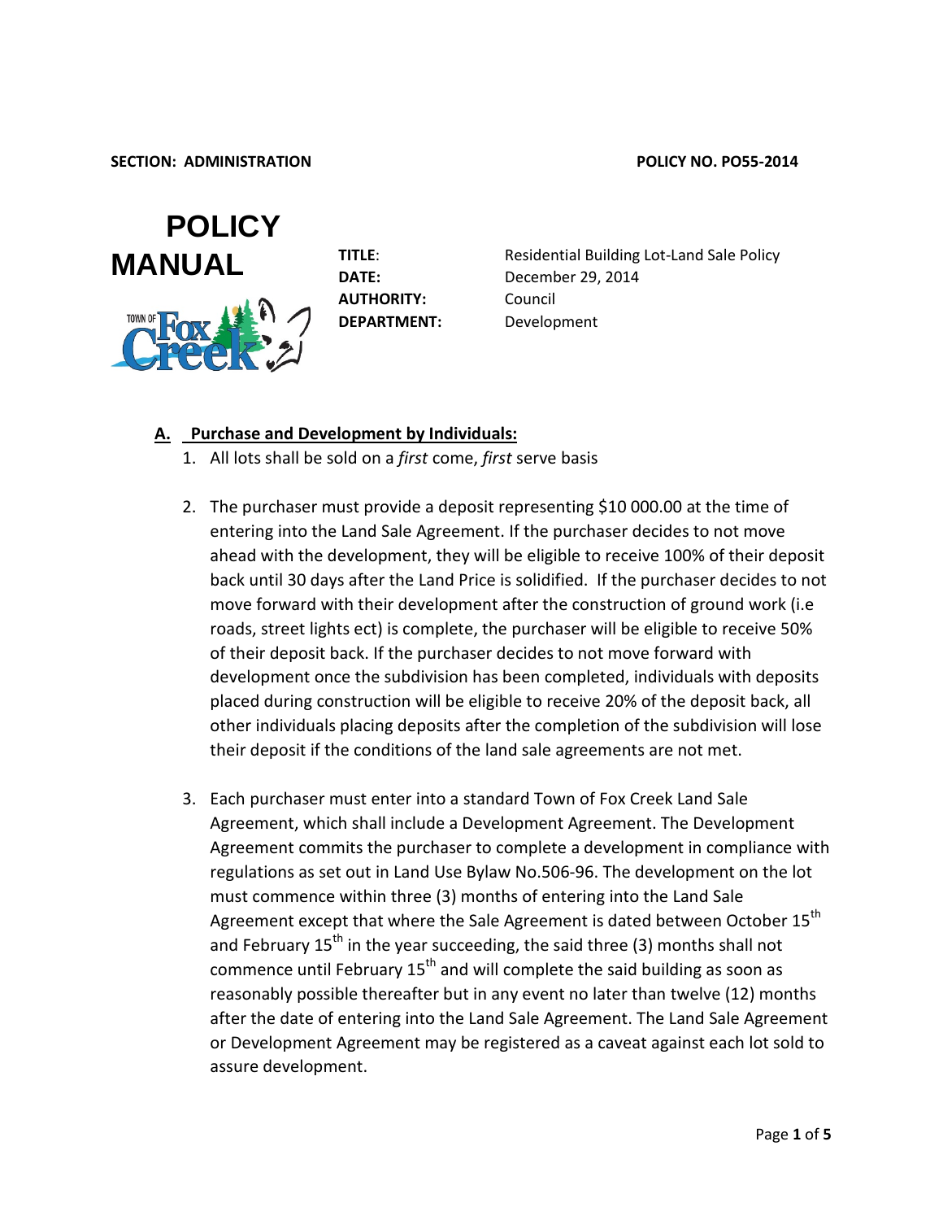**SECTION: ADMINISTRATION** **POLICY NO. PO55-2014**

# POLICY MANUAL

| | |
|---|---|
| **TITLE**: | Residential Building Lot-Land Sale Policy |
| **DATE:** | December 29, 2014 |
| **AUTHORITY:** | Council |
| **DEPARTMENT:** | Development |

## A. Purchase and Development by Individuals:

1. All lots shall be sold on a *first* come, *first* serve basis

2. The purchaser must provide a deposit representing \$10 000.00 at the time of entering into the Land Sale Agreement. If the purchaser decides to not move ahead with the development, they will be eligible to receive 100% of their deposit back until 30 days after the Land Price is solidified. If the purchaser decides to not move forward with their development after the construction of ground work (i.e roads, street lights ect) is complete, the purchaser will be eligible to receive 50% of their deposit back. If the purchaser decides to not move forward with development once the subdivision has been completed, individuals with deposits placed during construction will be eligible to receive 20% of the deposit back, all other individuals placing deposits after the completion of the subdivision will lose their deposit if the conditions of the land sale agreements are not met.

3. Each purchaser must enter into a standard Town of Fox Creek Land Sale Agreement, which shall include a Development Agreement. The Development Agreement commits the purchaser to complete a development in compliance with regulations as set out in Land Use Bylaw No.506-96. The development on the lot must commence within three (3) months of entering into the Land Sale Agreement except that where the Sale Agreement is dated between October 15th and February 15th in the year succeeding, the said three (3) months shall not commence until February 15th and will complete the said building as soon as reasonably possible thereafter but in any event no later than twelve (12) months after the date of entering into the Land Sale Agreement. The Land Sale Agreement or Development Agreement may be registered as a caveat against each lot sold to assure development.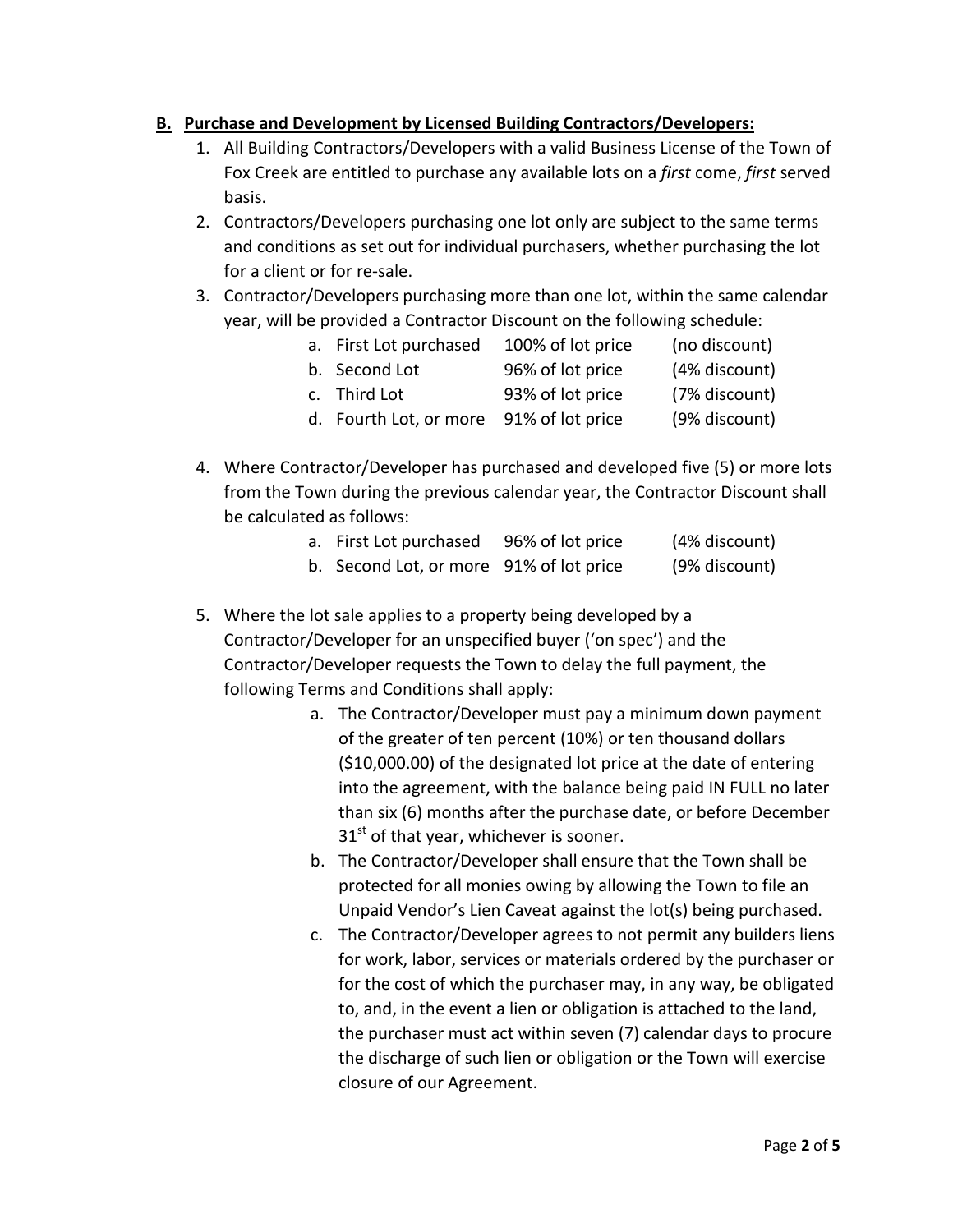## B. Purchase and Development by Licensed Building Contractors/Developers:

1. All Building Contractors/Developers with a valid Business License of the Town of Fox Creek are entitled to purchase any available lots on a *first* come, *first* served basis.
2. Contractors/Developers purchasing one lot only are subject to the same terms and conditions as set out for individual purchasers, whether purchasing the lot for a client or for re-sale.
3. Contractor/Developers purchasing more than one lot, within the same calendar year, will be provided a Contractor Discount on the following schedule:
    a. First Lot purchased 100% of lot price (no discount)
    b. Second Lot 96% of lot price (4% discount)
    c. Third Lot 93% of lot price (7% discount)
    d. Fourth Lot, or more 91% of lot price (9% discount)
4. Where Contractor/Developer has purchased and developed five (5) or more lots from the Town during the previous calendar year, the Contractor Discount shall be calculated as follows:
    a. First Lot purchased 96% of lot price (4% discount)
    b. Second Lot, or more 91% of lot price (9% discount)
5. Where the lot sale applies to a property being developed by a Contractor/Developer for an unspecified buyer ('on spec') and the Contractor/Developer requests the Town to delay the full payment, the following Terms and Conditions shall apply:
    a. The Contractor/Developer must pay a minimum down payment of the greater of ten percent (10%) or ten thousand dollars ($10,000.00) of the designated lot price at the date of entering into the agreement, with the balance being paid IN FULL no later than six (6) months after the purchase date, or before December 31st of that year, whichever is sooner.
    b. The Contractor/Developer shall ensure that the Town shall be protected for all monies owing by allowing the Town to file an Unpaid Vendor's Lien Caveat against the lot(s) being purchased.
    c. The Contractor/Developer agrees to not permit any builders liens for work, labor, services or materials ordered by the purchaser or for the cost of which the purchaser may, in any way, be obligated to, and, in the event a lien or obligation is attached to the land, the purchaser must act within seven (7) calendar days to procure the discharge of such lien or obligation or the Town will exercise closure of our Agreement.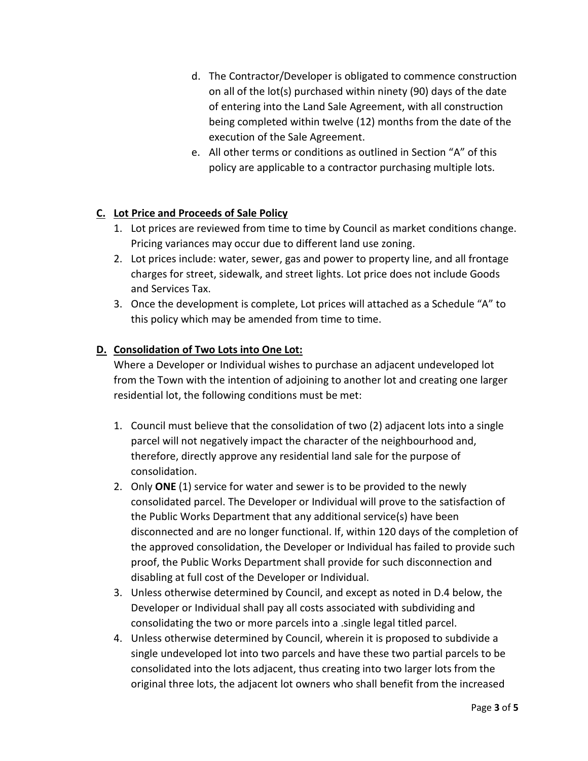d. The Contractor/Developer is obligated to commence construction on all of the lot(s) purchased within ninety (90) days of the date of entering into the Land Sale Agreement, with all construction being completed within twelve (12) months from the date of the execution of the Sale Agreement.
e. All other terms or conditions as outlined in Section "A" of this policy are applicable to a contractor purchasing multiple lots.

**C. Lot Price and Proceeds of Sale Policy**

1. Lot prices are reviewed from time to time by Council as market conditions change. Pricing variances may occur due to different land use zoning.
2. Lot prices include: water, sewer, gas and power to property line, and all frontage charges for street, sidewalk, and street lights. Lot price does not include Goods and Services Tax.
3. Once the development is complete, Lot prices will attached as a Schedule "A" to this policy which may be amended from time to time.

**D. Consolidation of Two Lots into One Lot:**

Where a Developer or Individual wishes to purchase an adjacent undeveloped lot from the Town with the intention of adjoining to another lot and creating one larger residential lot, the following conditions must be met:

1. Council must believe that the consolidation of two (2) adjacent lots into a single parcel will not negatively impact the character of the neighbourhood and, therefore, directly approve any residential land sale for the purpose of consolidation.
2. Only **ONE** (1) service for water and sewer is to be provided to the newly consolidated parcel. The Developer or Individual will prove to the satisfaction of the Public Works Department that any additional service(s) have been disconnected and are no longer functional. If, within 120 days of the completion of the approved consolidation, the Developer or Individual has failed to provide such proof, the Public Works Department shall provide for such disconnection and disabling at full cost of the Developer or Individual.
3. Unless otherwise determined by Council, and except as noted in D.4 below, the Developer or Individual shall pay all costs associated with subdividing and consolidating the two or more parcels into a .single legal titled parcel.
4. Unless otherwise determined by Council, wherein it is proposed to subdivide a single undeveloped lot into two parcels and have these two partial parcels to be consolidated into the lots adjacent, thus creating into two larger lots from the original three lots, the adjacent lot owners who shall benefit from the increased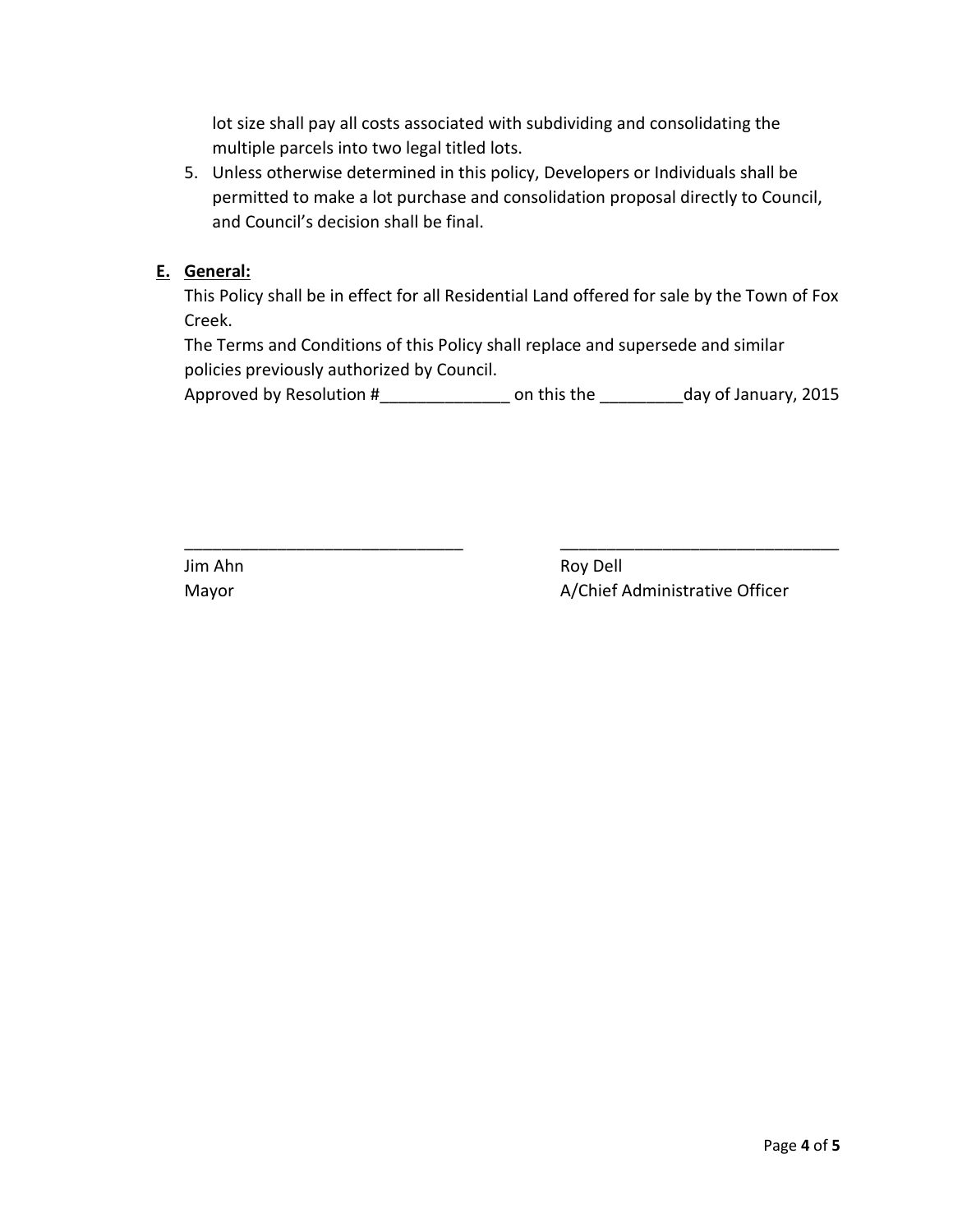lot size shall pay all costs associated with subdividing and consolidating the multiple parcels into two legal titled lots.

5. Unless otherwise determined in this policy, Developers or Individuals shall be permitted to make a lot purchase and consolidation proposal directly to Council, and Council's decision shall be final.

**E. <u>General:</u>**

This Policy shall be in effect for all Residential Land offered for sale by the Town of Fox Creek.

The Terms and Conditions of this Policy shall replace and supersede and similar policies previously authorized by Council.

Approved by Resolution #______________ on this the _________day of January, 2015

______________________________ ______________________________

Jim Ahn
Mayor

Roy Dell
A/Chief Administrative Officer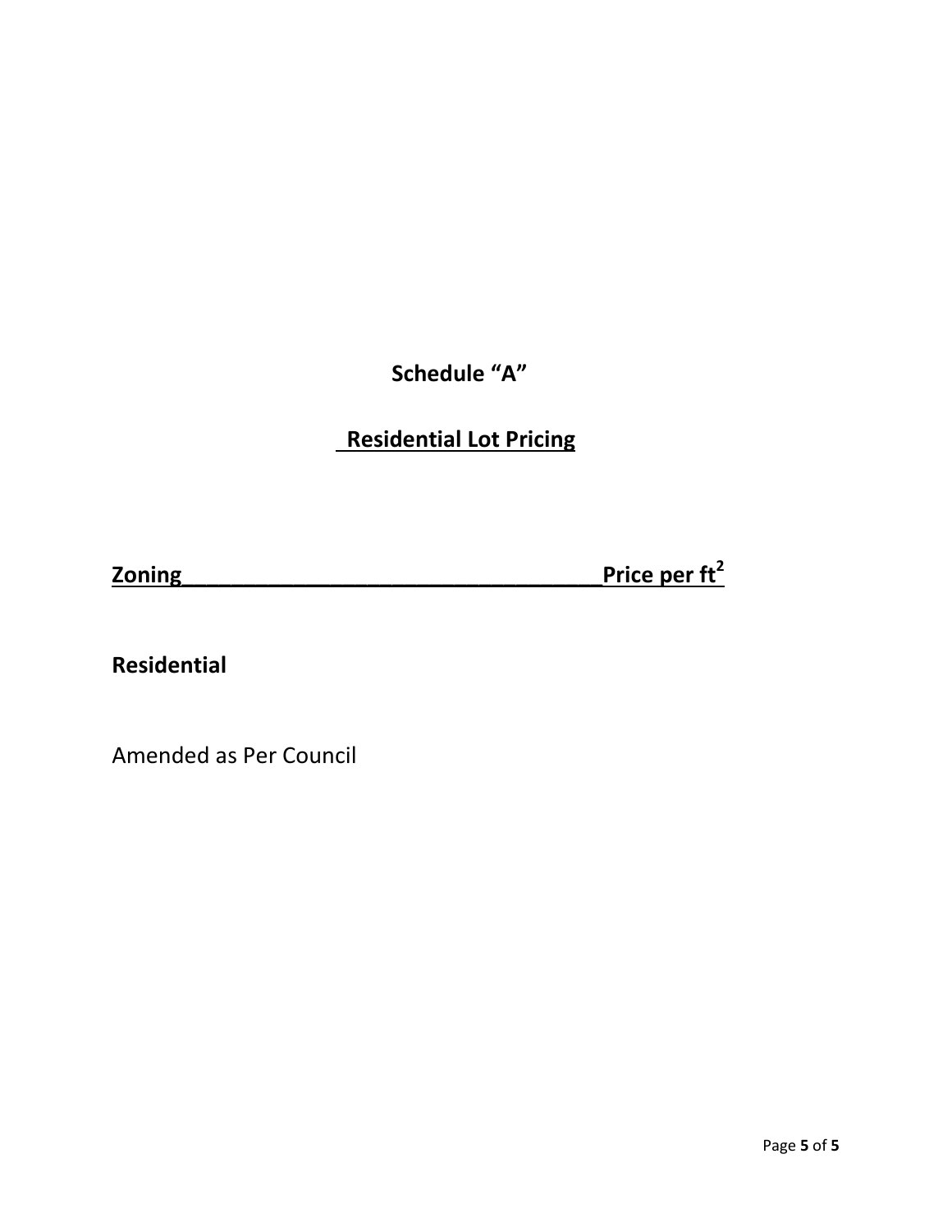# Schedule "A"

## Residential Lot Pricing

| Zoning | Price per $ft^2$ |
| --- | --- |
| **Residential** | |
| Amended as Per Council | |